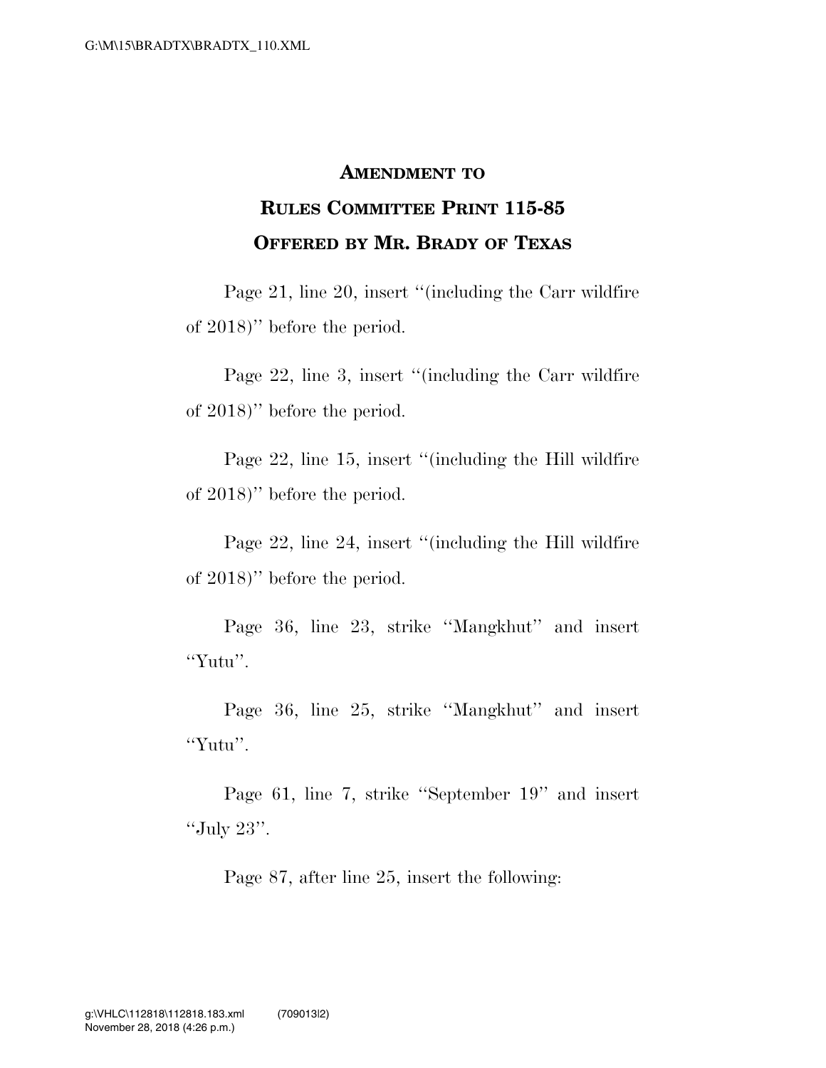# AMENDMENT TO RULES COMMITTEE PRINT 115-85 OFFERED BY MR. BRADY OF TEXAS

Page 21, line 20, insert "(including the Carr wildfire of 2018)" before the period.

Page 22, line 3, insert "(including the Carr wildfire of 2018)" before the period.

Page 22, line 15, insert "(including the Hill wildfire of 2018)" before the period.

Page 22, line 24, insert "(including the Hill wildfire of 2018)" before the period.

Page 36, line 23, strike "Mangkhut" and insert "Yutu".

Page 36, line 25, strike "Mangkhut" and insert "Yutu".

Page 61, line 7, strike "September 19" and insert "July 23".

Page 87, after line 25, insert the following: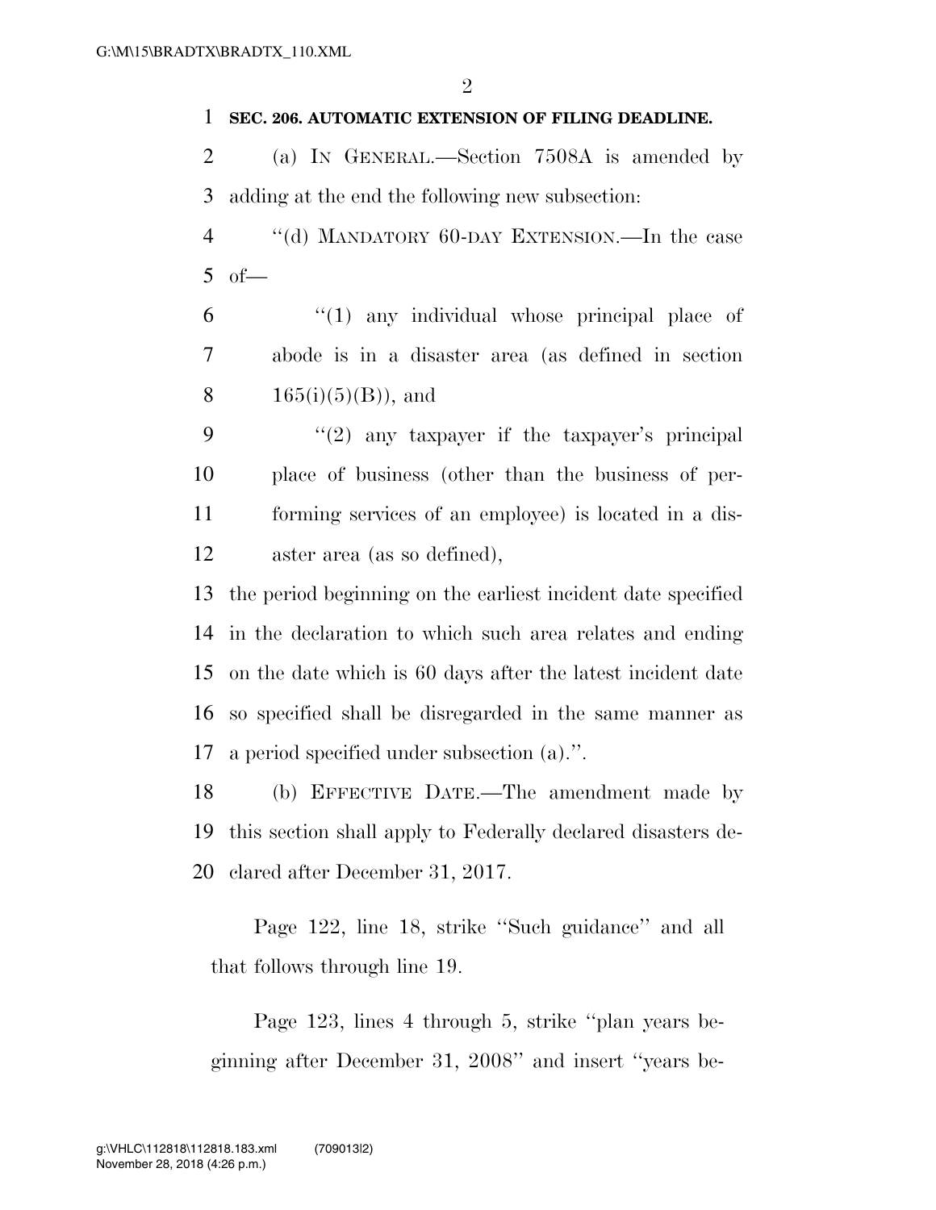**SEC. 206. AUTOMATIC EXTENSION OF FILING DEADLINE.**

(a) IN GENERAL.—Section 7508A is amended by adding at the end the following new subsection:

"(d) MANDATORY 60-DAY EXTENSION.—In the case of—

"(1) any individual whose principal place of abode is in a disaster area (as defined in section 165(i)(5)(B)), and

"(2) any taxpayer if the taxpayer's principal place of business (other than the business of performing services of an employee) is located in a disaster area (as so defined),

the period beginning on the earliest incident date specified in the declaration to which such area relates and ending on the date which is 60 days after the latest incident date so specified shall be disregarded in the same manner as a period specified under subsection (a).".

(b) EFFECTIVE DATE.—The amendment made by this section shall apply to Federally declared disasters declared after December 31, 2017.

Page 122, line 18, strike "Such guidance" and all that follows through line 19.

Page 123, lines 4 through 5, strike "plan years beginning after December 31, 2008" and insert "years be-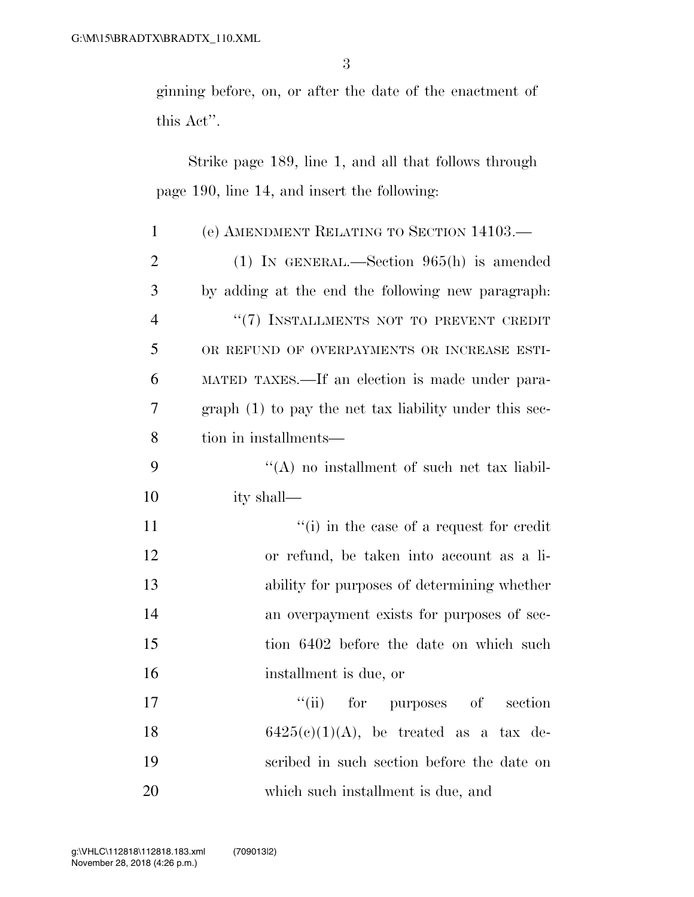ginning before, on, or after the date of the enactment of this Act''.

Strike page 189, line 1, and all that follows through page 190, line 14, and insert the following:

(e) AMENDMENT RELATING TO SECTION 14103.—

(1) IN GENERAL.—Section 965(h) is amended by adding at the end the following new paragraph:

''(7) INSTALLMENTS NOT TO PREVENT CREDIT OR REFUND OF OVERPAYMENTS OR INCREASE ESTIMATED TAXES.—If an election is made under paragraph (1) to pay the net tax liability under this section in installments—

''(A) no installment of such net tax liability shall—

''(i) in the case of a request for credit or refund, be taken into account as a liability for purposes of determining whether an overpayment exists for purposes of section 6402 before the date on which such installment is due, or

''(ii) for purposes of section 6425(c)(1)(A), be treated as a tax described in such section before the date on which such installment is due, and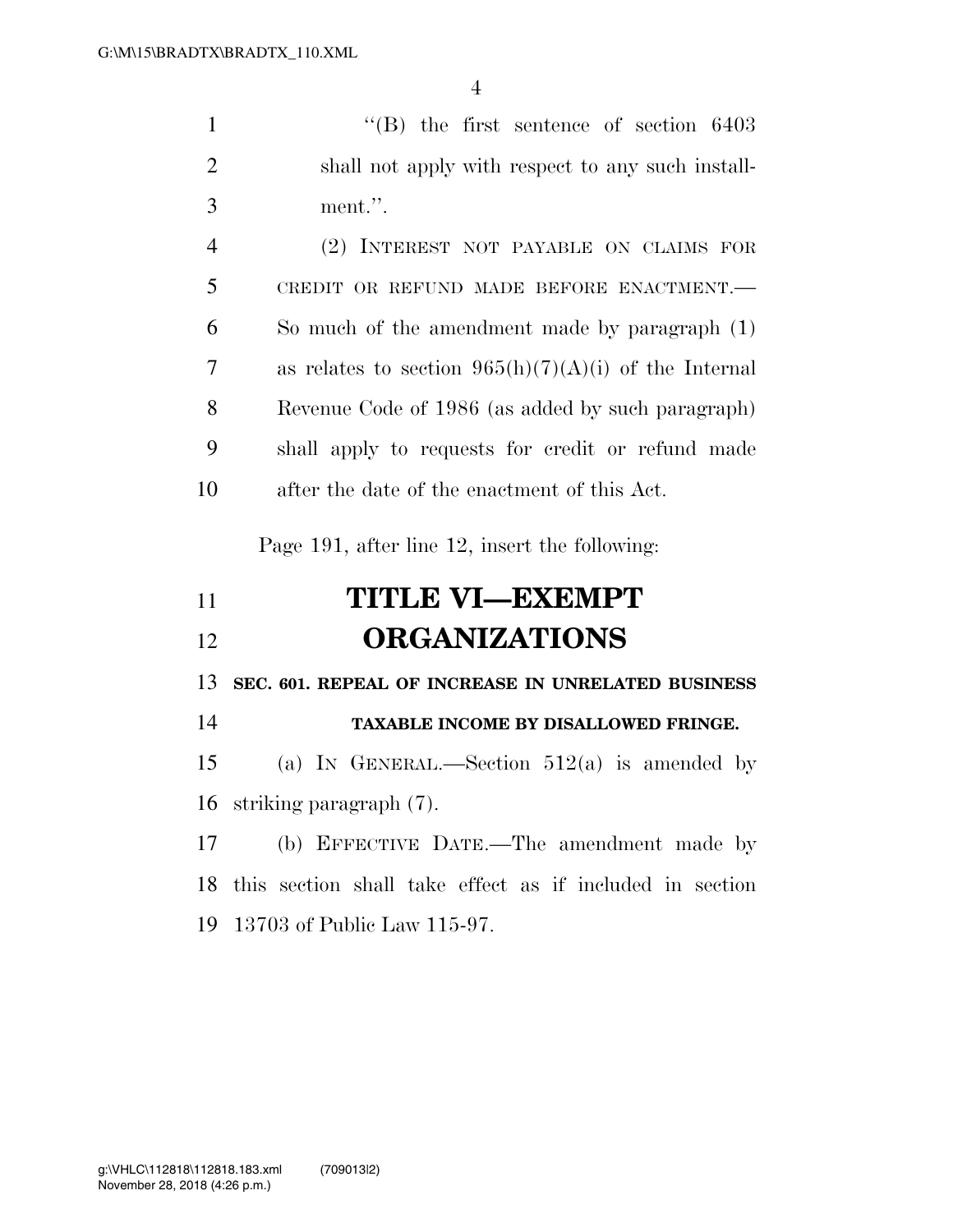"(B) the first sentence of section 6403 shall not apply with respect to any such installment.".

(2) INTEREST NOT PAYABLE ON CLAIMS FOR CREDIT OR REFUND MADE BEFORE ENACTMENT.—So much of the amendment made by paragraph (1) as relates to section 965(h)(7)(A)(i) of the Internal Revenue Code of 1986 (as added by such paragraph) shall apply to requests for credit or refund made after the date of the enactment of this Act.

Page 191, after line 12, insert the following:

# TITLE VI—EXEMPT ORGANIZATIONS

### SEC. 601. REPEAL OF INCREASE IN UNRELATED BUSINESS TAXABLE INCOME BY DISALLOWED FRINGE.

(a) IN GENERAL.—Section 512(a) is amended by striking paragraph (7).

(b) EFFECTIVE DATE.—The amendment made by this section shall take effect as if included in section 13703 of Public Law 115-97.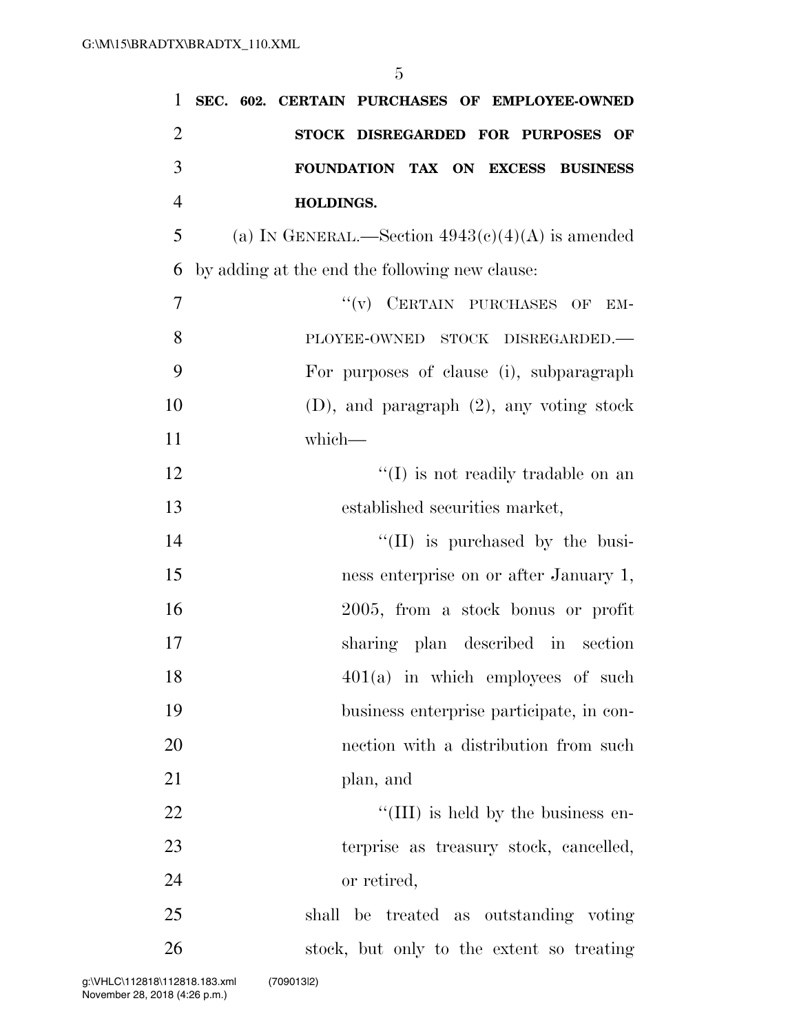**SEC. 602. CERTAIN PURCHASES OF EMPLOYEE-OWNED STOCK DISREGARDED FOR PURPOSES OF FOUNDATION TAX ON EXCESS BUSINESS HOLDINGS.**

(a) IN GENERAL.—Section 4943(c)(4)(A) is amended by adding at the end the following new clause:

"(v) CERTAIN PURCHASES OF EMPLOYEE-OWNED STOCK DISREGARDED.—For purposes of clause (i), subparagraph (D), and paragraph (2), any voting stock which—

"(I) is not readily tradable on an established securities market,

"(II) is purchased by the business enterprise on or after January 1, 2005, from a stock bonus or profit sharing plan described in section 401(a) in which employees of such business enterprise participate, in connection with a distribution from such plan, and

"(III) is held by the business enterprise as treasury stock, cancelled, or retired,

shall be treated as outstanding voting stock, but only to the extent so treating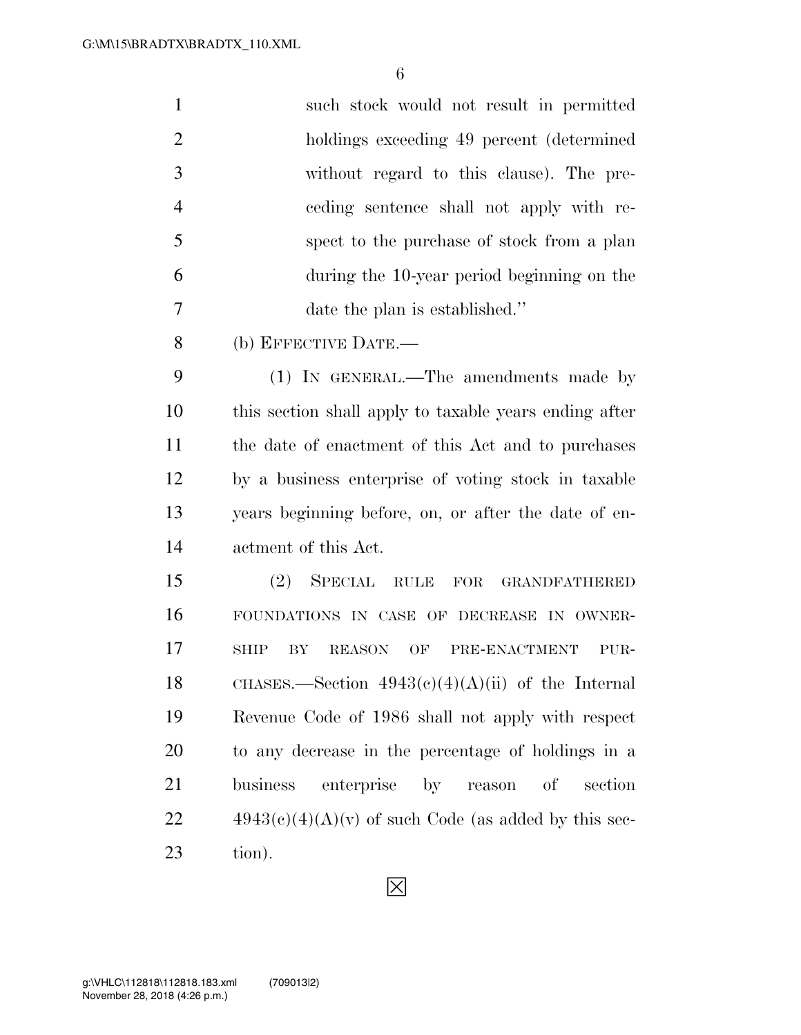such stock would not result in permitted holdings exceeding 49 percent (determined without regard to this clause). The preceding sentence shall not apply with respect to the purchase of stock from a plan during the 10-year period beginning on the date the plan is established.''

(b) EFFECTIVE DATE.—

(1) IN GENERAL.—The amendments made by this section shall apply to taxable years ending after the date of enactment of this Act and to purchases by a business enterprise of voting stock in taxable years beginning before, on, or after the date of enactment of this Act.

(2) SPECIAL RULE FOR GRANDFATHERED FOUNDATIONS IN CASE OF DECREASE IN OWNERSHIP BY REASON OF PRE-ENACTMENT PURCHASES.—Section 4943(c)(4)(A)(ii) of the Internal Revenue Code of 1986 shall not apply with respect to any decrease in the percentage of holdings in a business enterprise by reason of section 4943(c)(4)(A)(v) of such Code (as added by this section).